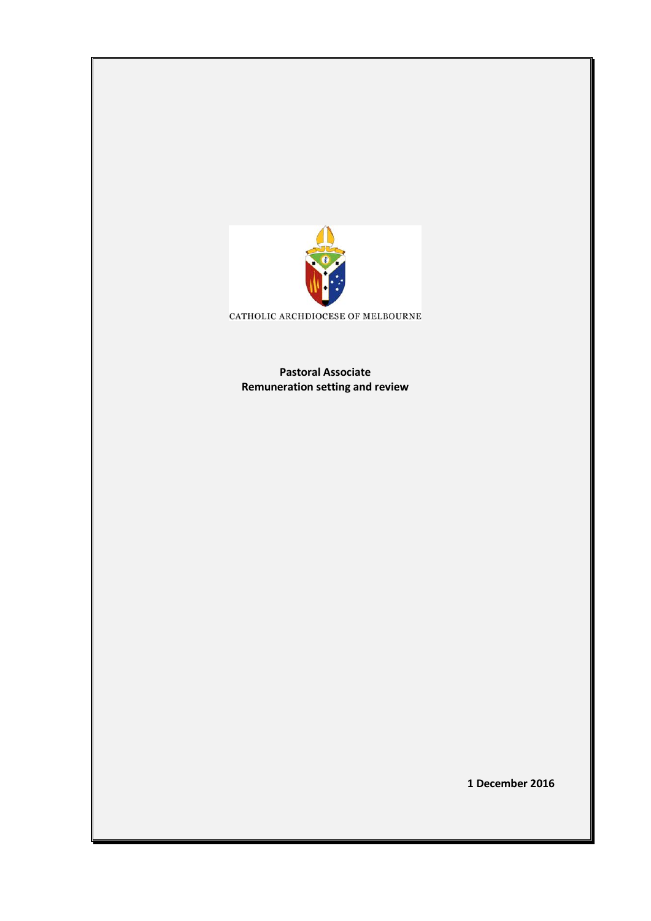CATHOLIC ARCHDIOCESE OF MELBOURNE

**Pastoral Associate**
**Remuneration setting and review**

**1 December 2016**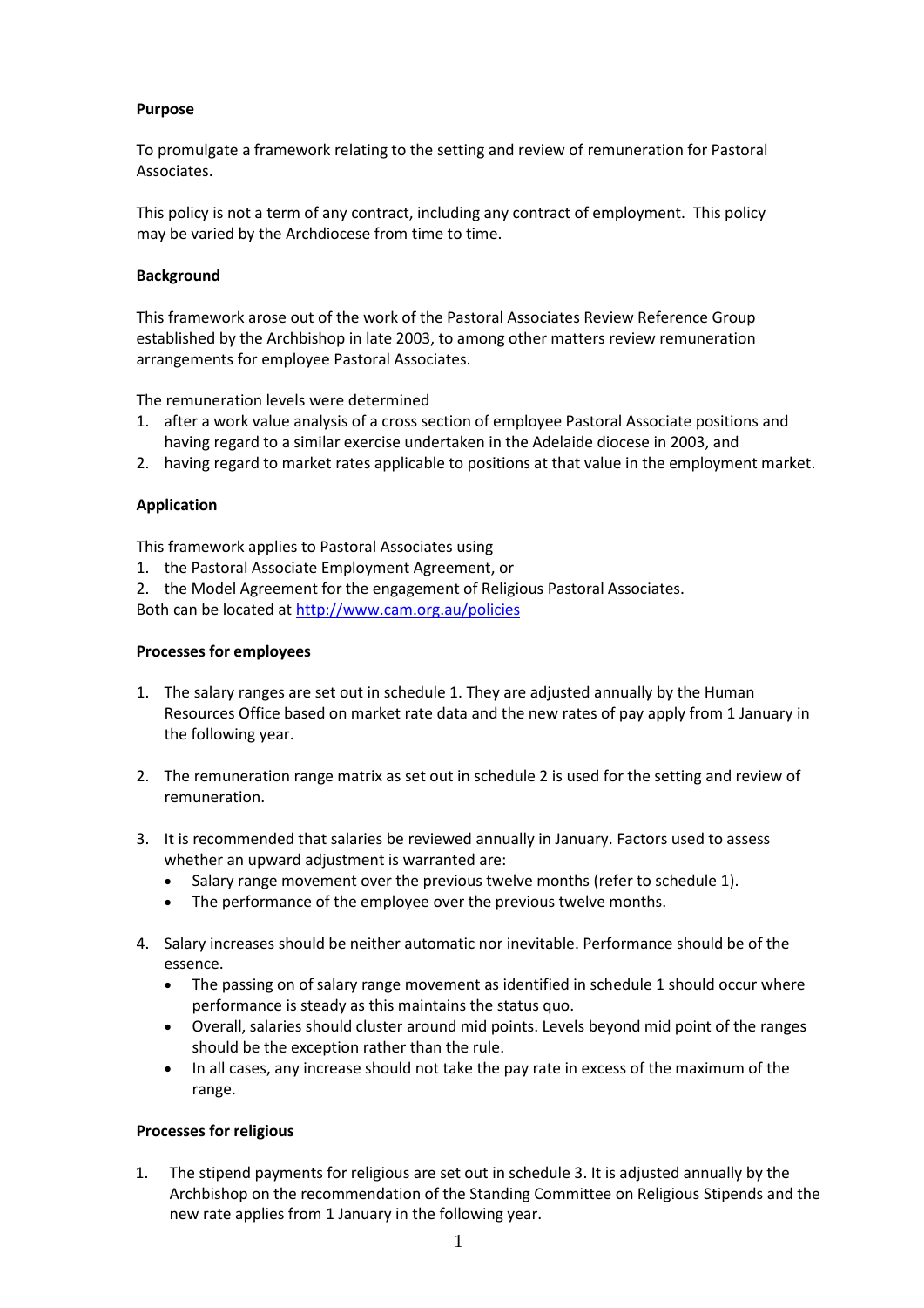**Purpose**

To promulgate a framework relating to the setting and review of remuneration for Pastoral Associates.

This policy is not a term of any contract, including any contract of employment. This policy may be varied by the Archdiocese from time to time.

**Background**

This framework arose out of the work of the Pastoral Associates Review Reference Group established by the Archbishop in late 2003, to among other matters review remuneration arrangements for employee Pastoral Associates.

The remuneration levels were determined

1. after a work value analysis of a cross section of employee Pastoral Associate positions and having regard to a similar exercise undertaken in the Adelaide diocese in 2003, and
2. having regard to market rates applicable to positions at that value in the employment market.

**Application**

This framework applies to Pastoral Associates using

1. the Pastoral Associate Employment Agreement, or
2. the Model Agreement for the engagement of Religious Pastoral Associates.

Both can be located at [http://www.cam.org.au/policies](http://www.cam.org.au/policies)

**Processes for employees**

1. The salary ranges are set out in schedule 1. They are adjusted annually by the Human Resources Office based on market rate data and the new rates of pay apply from 1 January in the following year.

2. The remuneration range matrix as set out in schedule 2 is used for the setting and review of remuneration.

3. It is recommended that salaries be reviewed annually in January. Factors used to assess whether an upward adjustment is warranted are:
   - Salary range movement over the previous twelve months (refer to schedule 1).
   - The performance of the employee over the previous twelve months.

4. Salary increases should be neither automatic nor inevitable. Performance should be of the essence.
   - The passing on of salary range movement as identified in schedule 1 should occur where performance is steady as this maintains the status quo.
   - Overall, salaries should cluster around mid points. Levels beyond mid point of the ranges should be the exception rather than the rule.
   - In all cases, any increase should not take the pay rate in excess of the maximum of the range.

**Processes for religious**

1. The stipend payments for religious are set out in schedule 3. It is adjusted annually by the Archbishop on the recommendation of the Standing Committee on Religious Stipends and the new rate applies from 1 January in the following year.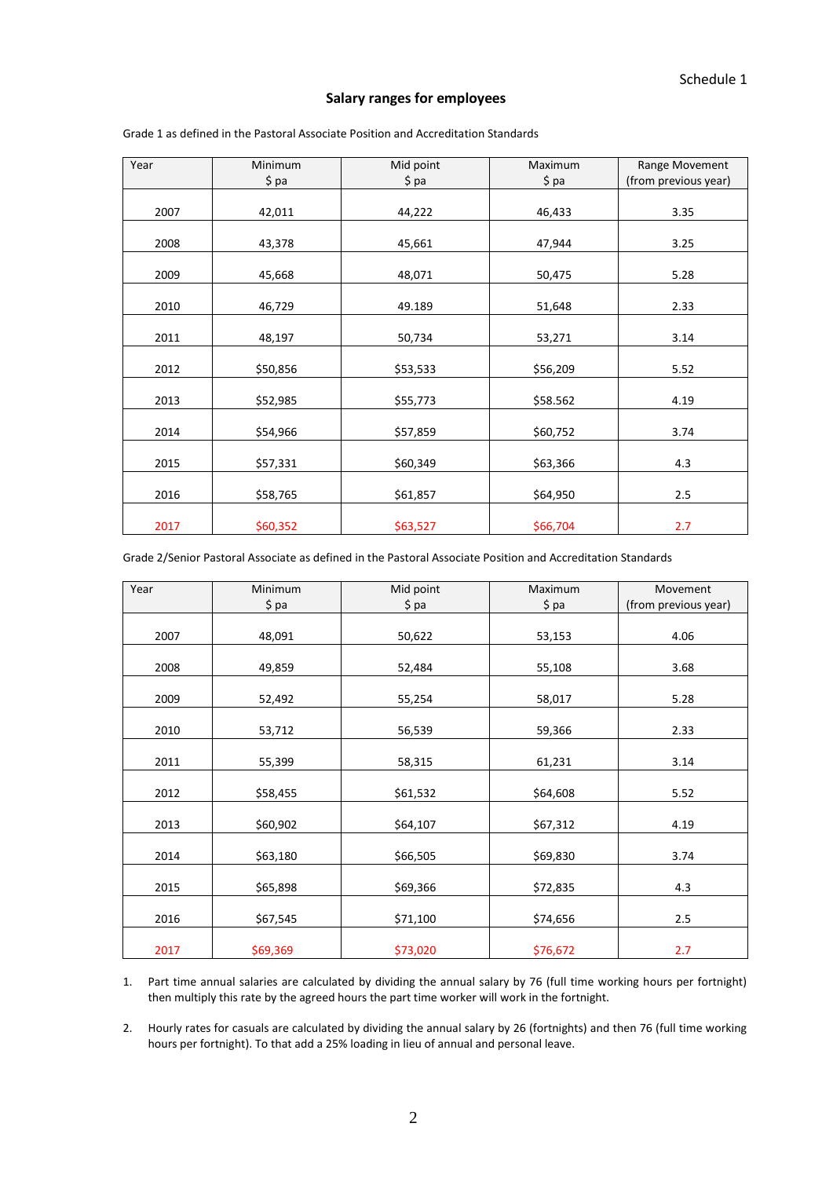Schedule 1

## Salary ranges for employees

Grade 1 as defined in the Pastoral Associate Position and Accreditation Standards

| Year | Minimum $ pa | Mid point $ pa | Maximum $ pa | Range Movement (from previous year) |
|---|---|---|---|---|
| 2007 | 42,011 | 44,222 | 46,433 | 3.35 |
| 2008 | 43,378 | 45,661 | 47,944 | 3.25 |
| 2009 | 45,668 | 48,071 | 50,475 | 5.28 |
| 2010 | 46,729 | 49.189 | 51,648 | 2.33 |
| 2011 | 48,197 | 50,734 | 53,271 | 3.14 |
| 2012 | $50,856 | $53,533 | $56,209 | 5.52 |
| 2013 | $52,985 | $55,773 | $58.562 | 4.19 |
| 2014 | $54,966 | $57,859 | $60,752 | 3.74 |
| 2015 | $57,331 | $60,349 | $63,366 | 4.3 |
| 2016 | $58,765 | $61,857 | $64,950 | 2.5 |
| 2017 | $60,352 | $63,527 | $66,704 | 2.7 |

Grade 2/Senior Pastoral Associate as defined in the Pastoral Associate Position and Accreditation Standards

| Year | Minimum $ pa | Mid point $ pa | Maximum $ pa | Movement (from previous year) |
|---|---|---|---|---|
| 2007 | 48,091 | 50,622 | 53,153 | 4.06 |
| 2008 | 49,859 | 52,484 | 55,108 | 3.68 |
| 2009 | 52,492 | 55,254 | 58,017 | 5.28 |
| 2010 | 53,712 | 56,539 | 59,366 | 2.33 |
| 2011 | 55,399 | 58,315 | 61,231 | 3.14 |
| 2012 | $58,455 | $61,532 | $64,608 | 5.52 |
| 2013 | $60,902 | $64,107 | $67,312 | 4.19 |
| 2014 | $63,180 | $66,505 | $69,830 | 3.74 |
| 2015 | $65,898 | $69,366 | $72,835 | 4.3 |
| 2016 | $67,545 | $71,100 | $74,656 | 2.5 |
| 2017 | $69,369 | $73,020 | $76,672 | 2.7 |

1. Part time annual salaries are calculated by dividing the annual salary by 76 (full time working hours per fortnight) then multiply this rate by the agreed hours the part time worker will work in the fortnight.

2. Hourly rates for casuals are calculated by dividing the annual salary by 26 (fortnights) and then 76 (full time working hours per fortnight). To that add a 25% loading in lieu of annual and personal leave.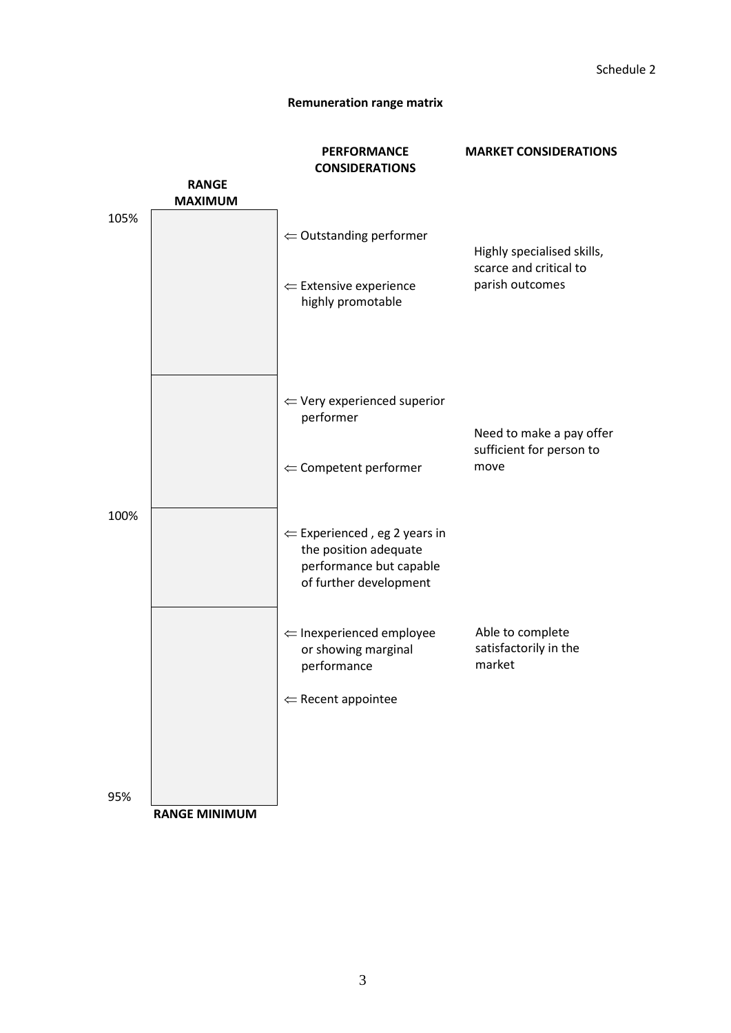Schedule 2

## Remuneration range matrix

| RANGE | PERFORMANCE CONSIDERATIONS | MARKET CONSIDERATIONS |
|---|---|---|
| 105% RANGE MAXIMUM | ⇐ Outstanding performer<br>⇐ Extensive experience highly promotable | Highly specialised skills, scarce and critical to parish outcomes |
| | ⇐ Very experienced superior performer<br>⇐ Competent performer | Need to make a pay offer sufficient for person to move |
| 100% | ⇐ Experienced , eg 2 years in the position adequate performance but capable of further development | |
| 95% RANGE MINIMUM | ⇐ Inexperienced employee or showing marginal performance<br>⇐ Recent appointee | Able to complete satisfactorily in the market |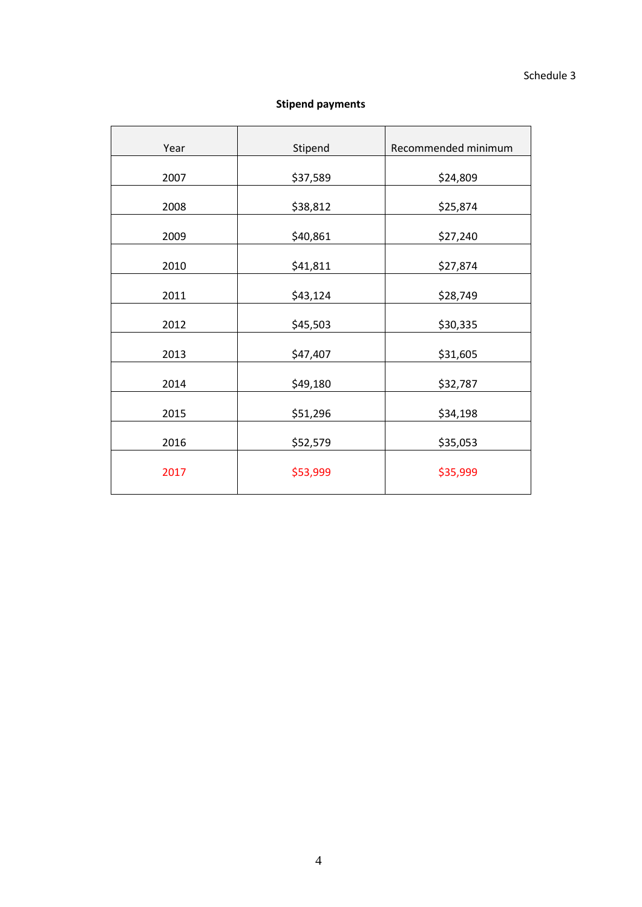Schedule 3

**Stipend payments**

| Year | Stipend | Recommended minimum |
|---|---|---|
| 2007 | $37,589 | $24,809 |
| 2008 | $38,812 | $25,874 |
| 2009 | $40,861 | $27,240 |
| 2010 | $41,811 | $27,874 |
| 2011 | $43,124 | $28,749 |
| 2012 | $45,503 | $30,335 |
| 2013 | $47,407 | $31,605 |
| 2014 | $49,180 | $32,787 |
| 2015 | $51,296 | $34,198 |
| 2016 | $52,579 | $35,053 |
| 2017 | $53,999 | $35,999 |